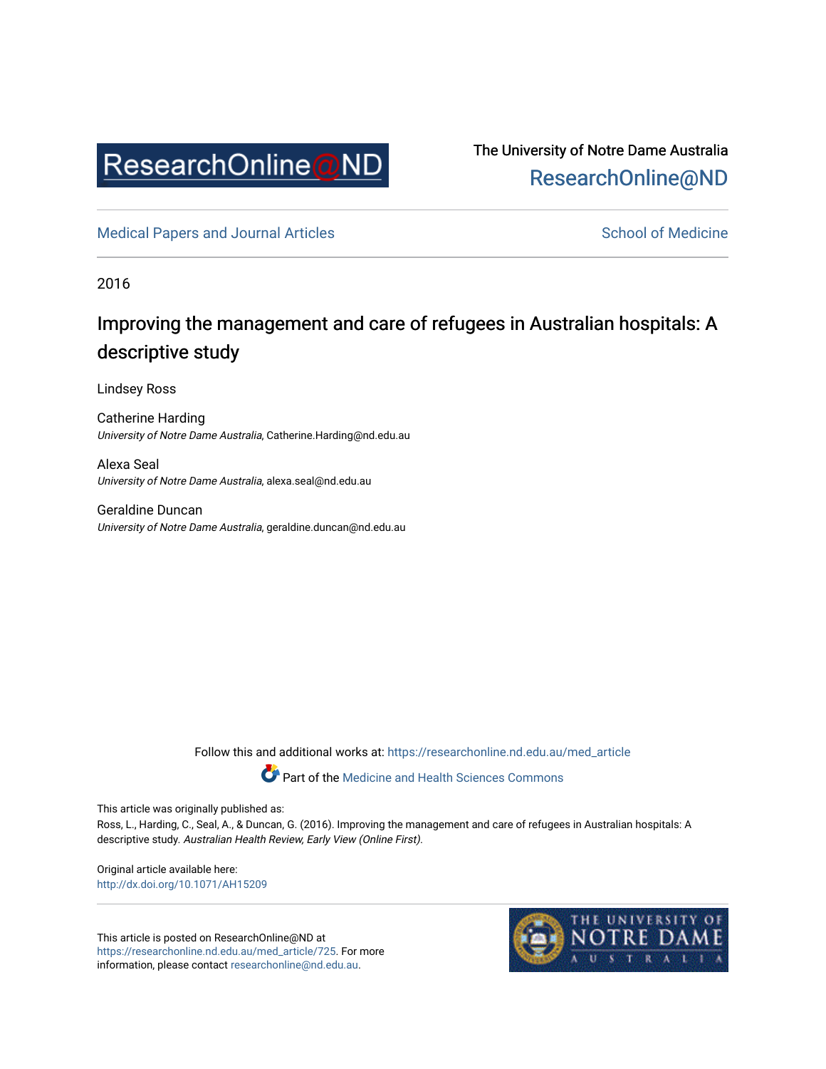The University of Notre Dame Australia
ResearchOnline@ND

Medical Papers and Journal Articles

School of Medicine

2016

# Improving the management and care of refugees in Australian hospitals: A descriptive study

Lindsey Ross

Catherine Harding
*University of Notre Dame Australia*, Catherine.Harding@nd.edu.au

Alexa Seal
*University of Notre Dame Australia*, alexa.seal@nd.edu.au

Geraldine Duncan
*University of Notre Dame Australia*, geraldine.duncan@nd.edu.au

Follow this and additional works at: https://researchonline.nd.edu.au/med_article

Part of the Medicine and Health Sciences Commons

This article was originally published as:
Ross, L., Harding, C., Seal, A., & Duncan, G. (2016). Improving the management and care of refugees in Australian hospitals: A descriptive study. *Australian Health Review, Early View (Online First).*

Original article available here:
http://dx.doi.org/10.1071/AH15209

This article is posted on ResearchOnline@ND at https://researchonline.nd.edu.au/med_article/725. For more information, please contact researchonline@nd.edu.au.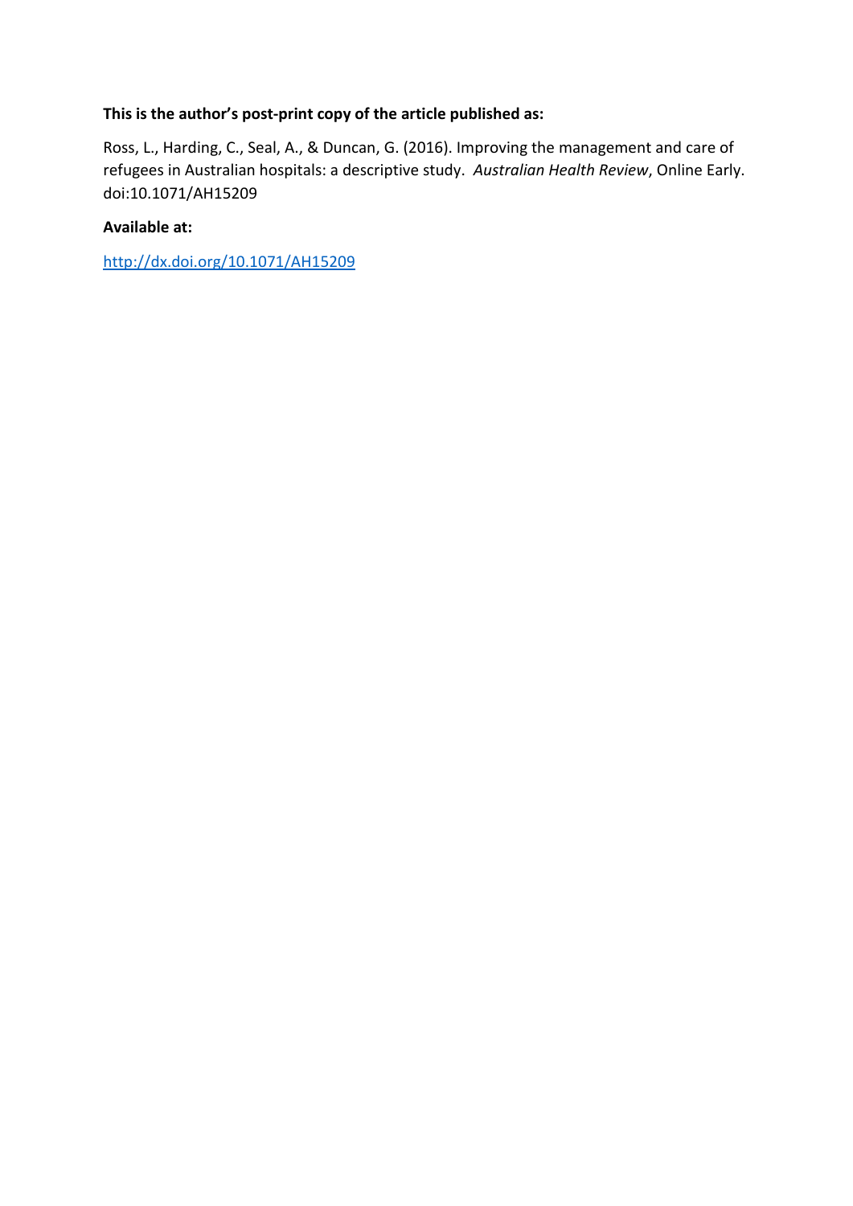**This is the author's post-print copy of the article published as:**

Ross, L., Harding, C., Seal, A., & Duncan, G. (2016). Improving the management and care of refugees in Australian hospitals: a descriptive study. *Australian Health Review*, Online Early. doi:10.1071/AH15209

**Available at:**

[http://dx.doi.org/10.1071/AH15209](http://dx.doi.org/10.1071/AH15209)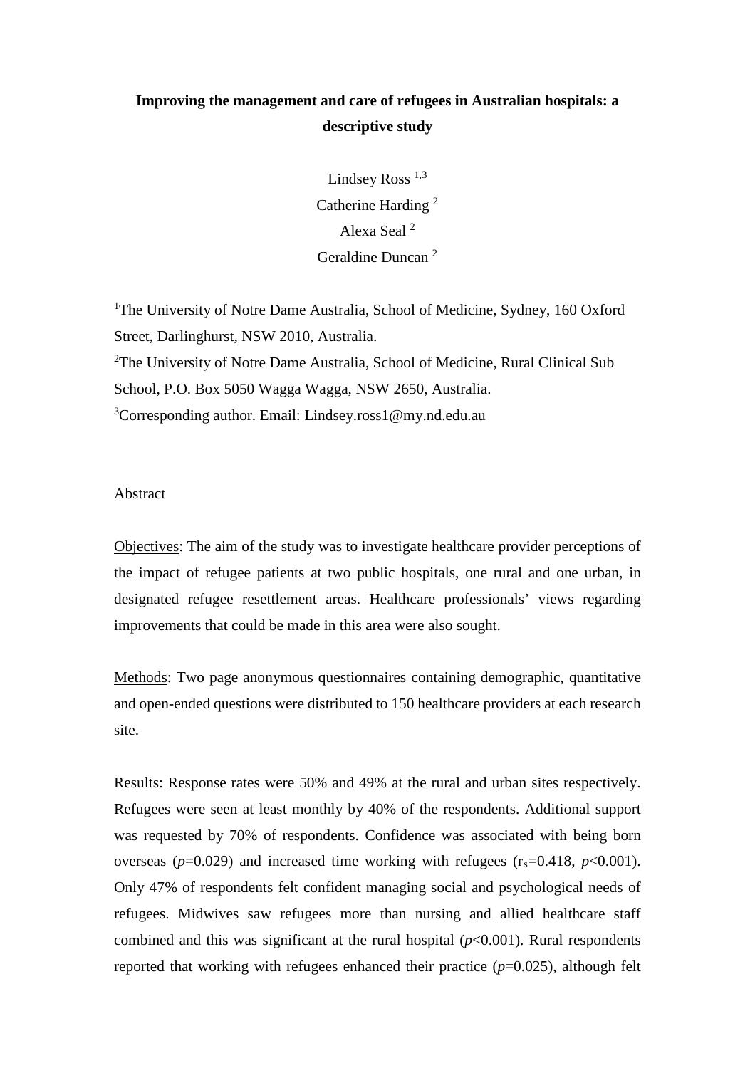**Improving the management and care of refugees in Australian hospitals: a descriptive study**

Lindsey Ross [1,3]
Catherine Harding [2]
Alexa Seal [2]
Geraldine Duncan [2]

[1]The University of Notre Dame Australia, School of Medicine, Sydney, 160 Oxford Street, Darlinghurst, NSW 2010, Australia.
[2]The University of Notre Dame Australia, School of Medicine, Rural Clinical Sub School, P.O. Box 5050 Wagga Wagga, NSW 2650, Australia.
[3]Corresponding author. Email: Lindsey.ross1@my.nd.edu.au

Abstract

Objectives: The aim of the study was to investigate healthcare provider perceptions of the impact of refugee patients at two public hospitals, one rural and one urban, in designated refugee resettlement areas. Healthcare professionals' views regarding improvements that could be made in this area were also sought.

Methods: Two page anonymous questionnaires containing demographic, quantitative and open-ended questions were distributed to 150 healthcare providers at each research site.

Results: Response rates were 50% and 49% at the rural and urban sites respectively. Refugees were seen at least monthly by 40% of the respondents. Additional support was requested by 70% of respondents. Confidence was associated with being born overseas ($p$=0.029) and increased time working with refugees ($r_s$=0.418, $p$<0.001). Only 47% of respondents felt confident managing social and psychological needs of refugees. Midwives saw refugees more than nursing and allied healthcare staff combined and this was significant at the rural hospital ($p$<0.001). Rural respondents reported that working with refugees enhanced their practice ($p$=0.025), although felt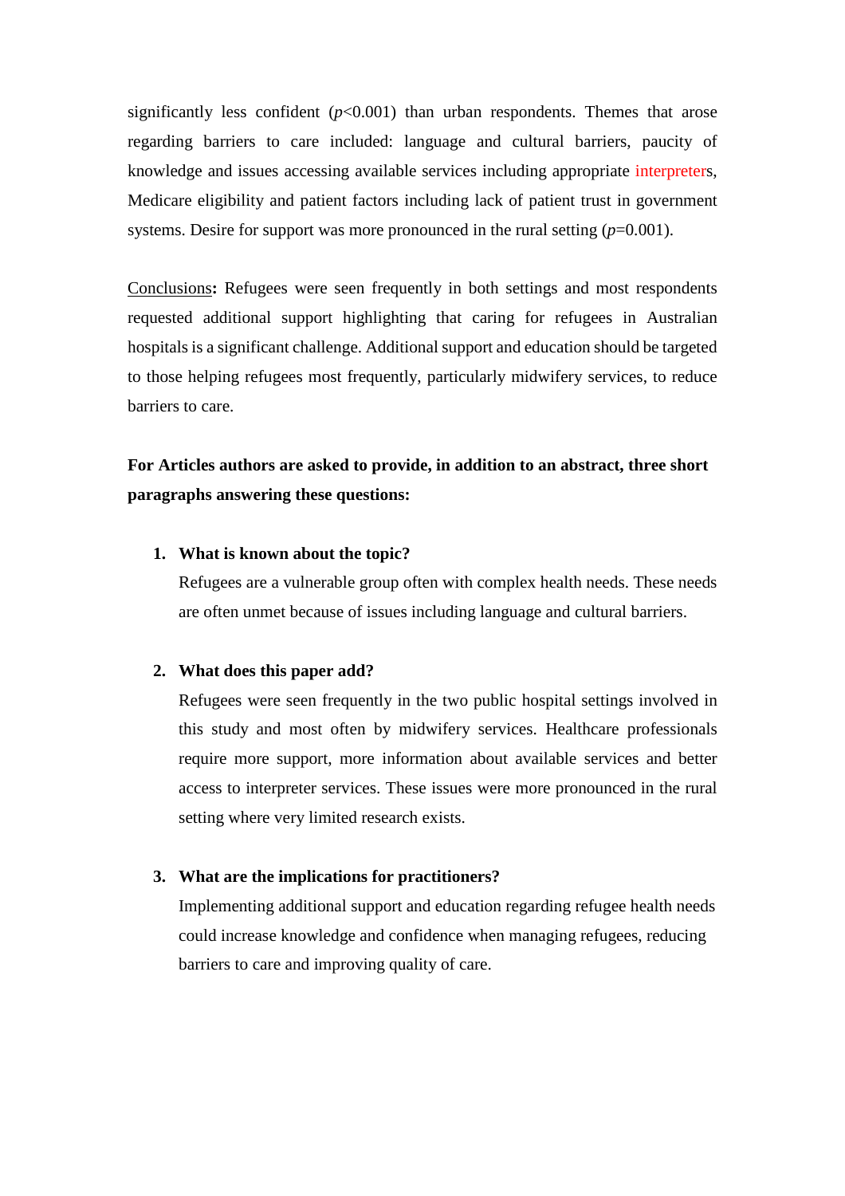significantly less confident ($p<0.001$) than urban respondents. Themes that arose regarding barriers to care included: language and cultural barriers, paucity of knowledge and issues accessing available services including appropriate interpreters, Medicare eligibility and patient factors including lack of patient trust in government systems. Desire for support was more pronounced in the rural setting ($p=0.001$).

Conclusions**:** Refugees were seen frequently in both settings and most respondents requested additional support highlighting that caring for refugees in Australian hospitals is a significant challenge. Additional support and education should be targeted to those helping refugees most frequently, particularly midwifery services, to reduce barriers to care.

**For Articles authors are asked to provide, in addition to an abstract, three short paragraphs answering these questions:**

1. **What is known about the topic?**
   Refugees are a vulnerable group often with complex health needs. These needs are often unmet because of issues including language and cultural barriers.

2. **What does this paper add?**
   Refugees were seen frequently in the two public hospital settings involved in this study and most often by midwifery services. Healthcare professionals require more support, more information about available services and better access to interpreter services. These issues were more pronounced in the rural setting where very limited research exists.

3. **What are the implications for practitioners?**
   Implementing additional support and education regarding refugee health needs could increase knowledge and confidence when managing refugees, reducing barriers to care and improving quality of care.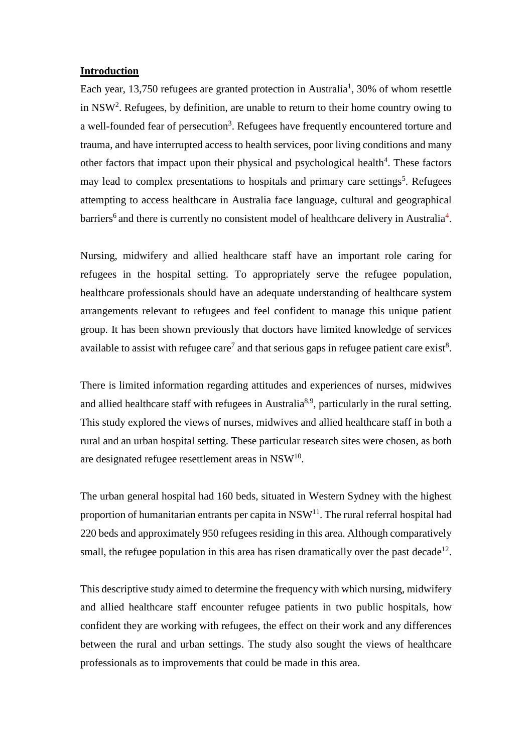## Introduction

Each year, 13,750 refugees are granted protection in Australia[1], 30% of whom resettle in NSW[2]. Refugees, by definition, are unable to return to their home country owing to a well-founded fear of persecution[3]. Refugees have frequently encountered torture and trauma, and have interrupted access to health services, poor living conditions and many other factors that impact upon their physical and psychological health[4]. These factors may lead to complex presentations to hospitals and primary care settings[5]. Refugees attempting to access healthcare in Australia face language, cultural and geographical barriers[6] and there is currently no consistent model of healthcare delivery in Australia[4].

Nursing, midwifery and allied healthcare staff have an important role caring for refugees in the hospital setting. To appropriately serve the refugee population, healthcare professionals should have an adequate understanding of healthcare system arrangements relevant to refugees and feel confident to manage this unique patient group. It has been shown previously that doctors have limited knowledge of services available to assist with refugee care[7] and that serious gaps in refugee patient care exist[8].

There is limited information regarding attitudes and experiences of nurses, midwives and allied healthcare staff with refugees in Australia[8,9], particularly in the rural setting. This study explored the views of nurses, midwives and allied healthcare staff in both a rural and an urban hospital setting. These particular research sites were chosen, as both are designated refugee resettlement areas in NSW[10].

The urban general hospital had 160 beds, situated in Western Sydney with the highest proportion of humanitarian entrants per capita in NSW[11]. The rural referral hospital had 220 beds and approximately 950 refugees residing in this area. Although comparatively small, the refugee population in this area has risen dramatically over the past decade[12].

This descriptive study aimed to determine the frequency with which nursing, midwifery and allied healthcare staff encounter refugee patients in two public hospitals, how confident they are working with refugees, the effect on their work and any differences between the rural and urban settings. The study also sought the views of healthcare professionals as to improvements that could be made in this area.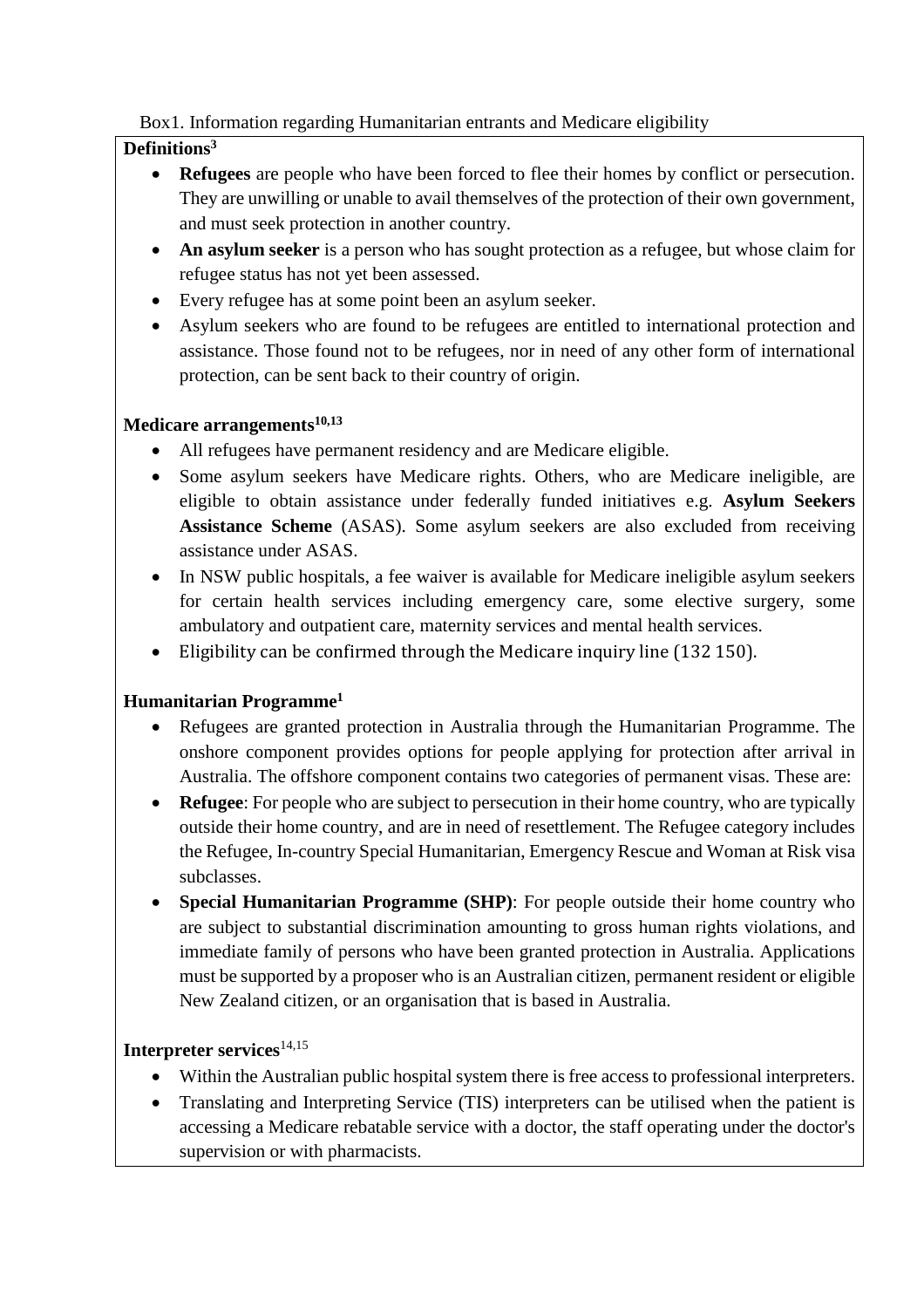Box1. Information regarding Humanitarian entrants and Medicare eligibility

**Definitions[3]**

- **Refugees** are people who have been forced to flee their homes by conflict or persecution. They are unwilling or unable to avail themselves of the protection of their own government, and must seek protection in another country.
- **An asylum seeker** is a person who has sought protection as a refugee, but whose claim for refugee status has not yet been assessed.
- Every refugee has at some point been an asylum seeker.
- Asylum seekers who are found to be refugees are entitled to international protection and assistance. Those found not to be refugees, nor in need of any other form of international protection, can be sent back to their country of origin.

**Medicare arrangements[10,13]**

- All refugees have permanent residency and are Medicare eligible.
- Some asylum seekers have Medicare rights. Others, who are Medicare ineligible, are eligible to obtain assistance under federally funded initiatives e.g. **Asylum Seekers Assistance Scheme** (ASAS). Some asylum seekers are also excluded from receiving assistance under ASAS.
- In NSW public hospitals, a fee waiver is available for Medicare ineligible asylum seekers for certain health services including emergency care, some elective surgery, some ambulatory and outpatient care, maternity services and mental health services.
- Eligibility can be confirmed through the Medicare inquiry line (132 150).

**Humanitarian Programme[1]**

- Refugees are granted protection in Australia through the Humanitarian Programme. The onshore component provides options for people applying for protection after arrival in Australia. The offshore component contains two categories of permanent visas. These are:
- **Refugee**: For people who are subject to persecution in their home country, who are typically outside their home country, and are in need of resettlement. The Refugee category includes the Refugee, In-country Special Humanitarian, Emergency Rescue and Woman at Risk visa subclasses.
- **Special Humanitarian Programme (SHP)**: For people outside their home country who are subject to substantial discrimination amounting to gross human rights violations, and immediate family of persons who have been granted protection in Australia. Applications must be supported by a proposer who is an Australian citizen, permanent resident or eligible New Zealand citizen, or an organisation that is based in Australia.

**Interpreter services**[14,15]

- Within the Australian public hospital system there is free access to professional interpreters.
- Translating and Interpreting Service (TIS) interpreters can be utilised when the patient is accessing a Medicare rebatable service with a doctor, the staff operating under the doctor's supervision or with pharmacists.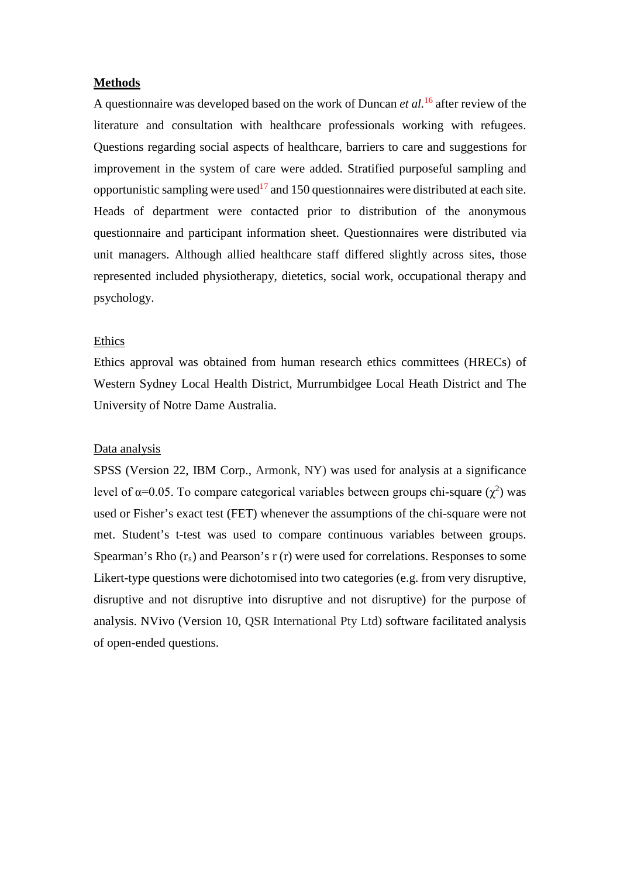## Methods

A questionnaire was developed based on the work of Duncan *et al.*[16] after review of the literature and consultation with healthcare professionals working with refugees. Questions regarding social aspects of healthcare, barriers to care and suggestions for improvement in the system of care were added. Stratified purposeful sampling and opportunistic sampling were used[17] and 150 questionnaires were distributed at each site. Heads of department were contacted prior to distribution of the anonymous questionnaire and participant information sheet. Questionnaires were distributed via unit managers. Although allied healthcare staff differed slightly across sites, those represented included physiotherapy, dietetics, social work, occupational therapy and psychology.

### Ethics

Ethics approval was obtained from human research ethics committees (HRECs) of Western Sydney Local Health District, Murrumbidgee Local Heath District and The University of Notre Dame Australia.

### Data analysis

SPSS (Version 22, IBM Corp., Armonk, NY) was used for analysis at a significance level of $\alpha$=0.05. To compare categorical variables between groups chi-square ($\chi^2$) was used or Fisher's exact test (FET) whenever the assumptions of the chi-square were not met. Student's t-test was used to compare continuous variables between groups. Spearman's Rho ($r_s$) and Pearson's r (r) were used for correlations. Responses to some Likert-type questions were dichotomised into two categories (e.g. from very disruptive, disruptive and not disruptive into disruptive and not disruptive) for the purpose of analysis. NVivo (Version 10, QSR International Pty Ltd) software facilitated analysis of open-ended questions.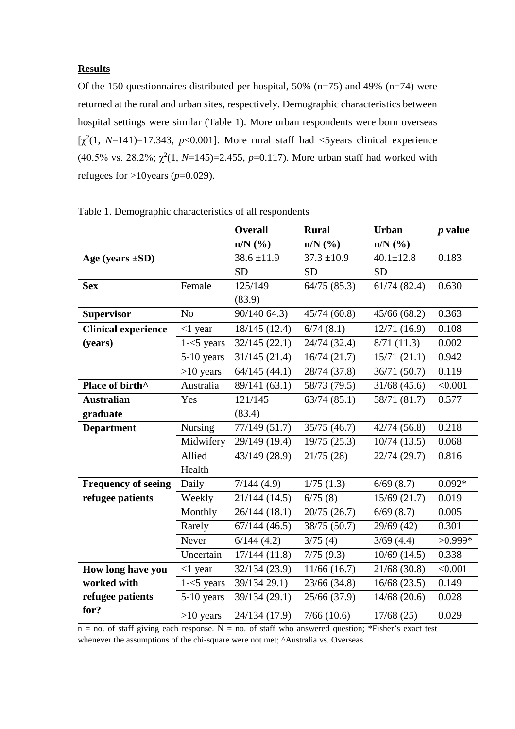## Results

Of the 150 questionnaires distributed per hospital, 50% (n=75) and 49% (n=74) were returned at the rural and urban sites, respectively. Demographic characteristics between hospital settings were similar (Table 1). More urban respondents were born overseas [$\chi^2(1, N=141)=17.343$, $p<0.001$]. More rural staff had <5years clinical experience (40.5% vs. 28.2%; $\chi^2(1, N=145)=2.455$, $p=0.117$). More urban staff had worked with refugees for >10years ($p=0.029$).

Table 1. Demographic characteristics of all respondents

| | | **Overall n/N (%)** | **Rural n/N (%)** | **Urban n/N (%)** | ***p* value** |
|---|---|---|---|---|---|
| **Age (years ±SD)** | | 38.6 ±11.9 SD | 37.3 ±10.9 SD | 40.1±12.8 SD | 0.183 |
| **Sex** | Female | 125/149 (83.9) | 64/75 (85.3) | 61/74 (82.4) | 0.630 |
| **Supervisor** | No | 90/140 64.3) | 45/74 (60.8) | 45/66 (68.2) | 0.363 |
| **Clinical experience (years)** | <1 year | 18/145 (12.4) | 6/74 (8.1) | 12/71 (16.9) | 0.108 |
| | 1-<5 years | 32/145 (22.1) | 24/74 (32.4) | 8/71 (11.3) | 0.002 |
| | 5-10 years | 31/145 (21.4) | 16/74 (21.7) | 15/71 (21.1) | 0.942 |
| | >10 years | 64/145 (44.1) | 28/74 (37.8) | 36/71 (50.7) | 0.119 |
| **Place of birth^** | Australia | 89/141 (63.1) | 58/73 (79.5) | 31/68 (45.6) | <0.001 |
| **Australian graduate** | Yes | 121/145 (83.4) | 63/74 (85.1) | 58/71 (81.7) | 0.577 |
| **Department** | Nursing | 77/149 (51.7) | 35/75 (46.7) | 42/74 (56.8) | 0.218 |
| | Midwifery | 29/149 (19.4) | 19/75 (25.3) | 10/74 (13.5) | 0.068 |
| | Allied Health | 43/149 (28.9) | 21/75 (28) | 22/74 (29.7) | 0.816 |
| **Frequency of seeing refugee patients** | Daily | 7/144 (4.9) | 1/75 (1.3) | 6/69 (8.7) | 0.092* |
| | Weekly | 21/144 (14.5) | 6/75 (8) | 15/69 (21.7) | 0.019 |
| | Monthly | 26/144 (18.1) | 20/75 (26.7) | 6/69 (8.7) | 0.005 |
| | Rarely | 67/144 (46.5) | 38/75 (50.7) | 29/69 (42) | 0.301 |
| | Never | 6/144 (4.2) | 3/75 (4) | 3/69 (4.4) | >0.999* |
| | Uncertain | 17/144 (11.8) | 7/75 (9.3) | 10/69 (14.5) | 0.338 |
| **How long have you worked with refugee patients for?** | <1 year | 32/134 (23.9) | 11/66 (16.7) | 21/68 (30.8) | <0.001 |
| | 1-<5 years | 39/134 29.1) | 23/66 (34.8) | 16/68 (23.5) | 0.149 |
| | 5-10 years | 39/134 (29.1) | 25/66 (37.9) | 14/68 (20.6) | 0.028 |
| | >10 years | 24/134 (17.9) | 7/66 (10.6) | 17/68 (25) | 0.029 |

n = no. of staff giving each response. N = no. of staff who answered question; *Fisher's exact test whenever the assumptions of the chi-square were not met; ^Australia vs. Overseas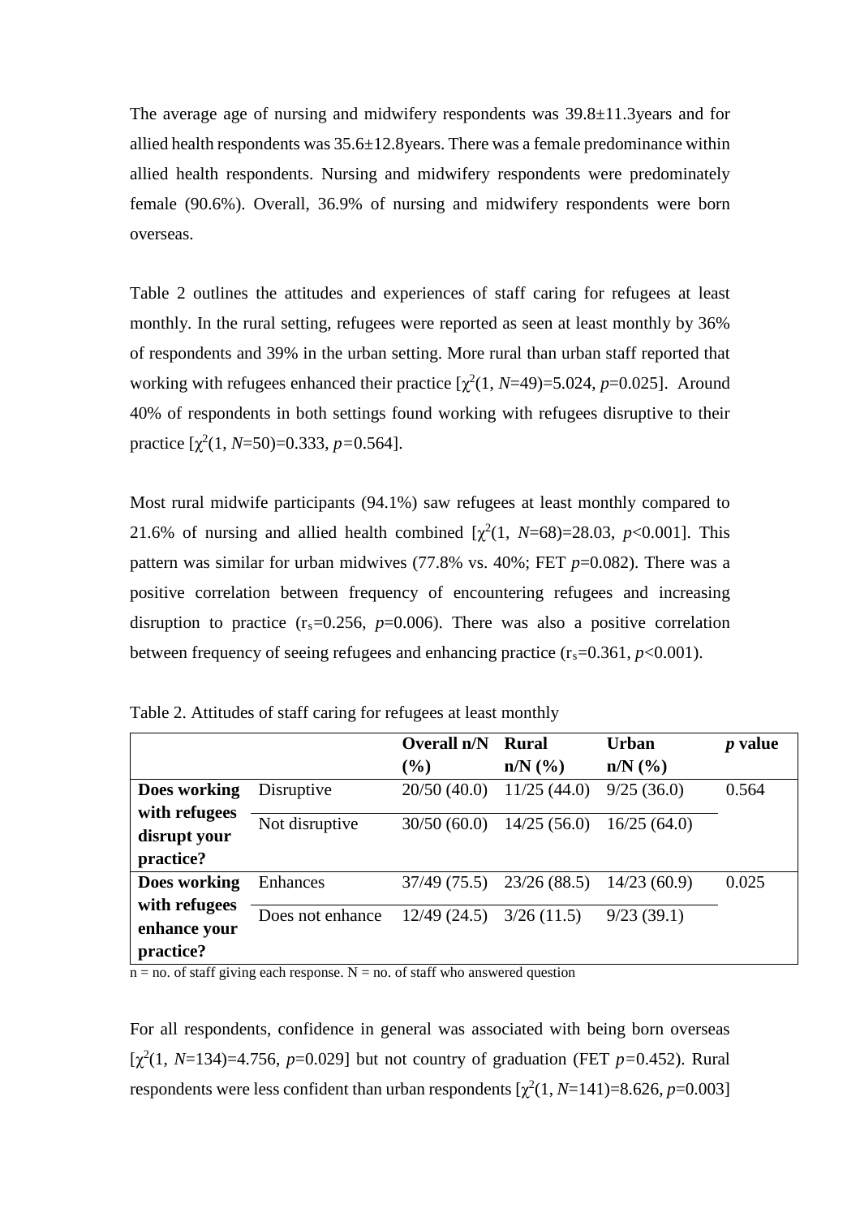The average age of nursing and midwifery respondents was 39.8±11.3years and for allied health respondents was 35.6±12.8years. There was a female predominance within allied health respondents. Nursing and midwifery respondents were predominately female (90.6%). Overall, 36.9% of nursing and midwifery respondents were born overseas.

Table 2 outlines the attitudes and experiences of staff caring for refugees at least monthly. In the rural setting, refugees were reported as seen at least monthly by 36% of respondents and 39% in the urban setting. More rural than urban staff reported that working with refugees enhanced their practice [$\chi^2(1, N=49)=5.024$, $p=0.025$]. Around 40% of respondents in both settings found working with refugees disruptive to their practice [$\chi^2(1, N=50)=0.333$, $p=0.564$].

Most rural midwife participants (94.1%) saw refugees at least monthly compared to 21.6% of nursing and allied health combined [$\chi^2(1, N=68)=28.03$, $p<0.001$]. This pattern was similar for urban midwives (77.8% vs. 40%; FET $p=0.082$). There was a positive correlation between frequency of encountering refugees and increasing disruption to practice ($r_s=0.256$, $p=0.006$). There was also a positive correlation between frequency of seeing refugees and enhancing practice ($r_s=0.361$, $p<0.001$).

Table 2. Attitudes of staff caring for refugees at least monthly

| | | Overall n/N (%) | Rural n/N (%) | Urban n/N (%) | *p* value |
|---|---|---|---|---|---|
| **Does working with refugees disrupt your practice?** | Disruptive | 20/50 (40.0) | 11/25 (44.0) | 9/25 (36.0) | 0.564 |
| | Not disruptive | 30/50 (60.0) | 14/25 (56.0) | 16/25 (64.0) | |
| **Does working with refugees enhance your practice?** | Enhances | 37/49 (75.5) | 23/26 (88.5) | 14/23 (60.9) | 0.025 |
| | Does not enhance | 12/49 (24.5) | 3/26 (11.5) | 9/23 (39.1) | |

n = no. of staff giving each response. N = no. of staff who answered question

For all respondents, confidence in general was associated with being born overseas [$\chi^2(1, N=134)=4.756$, $p=0.029$] but not country of graduation (FET $p=0.452$). Rural respondents were less confident than urban respondents [$\chi^2(1, N=141)=8.626$, $p=0.003$]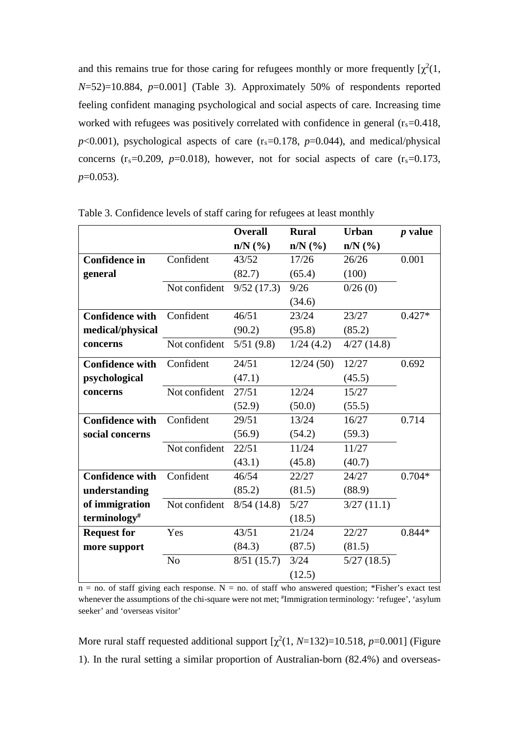and this remains true for those caring for refugees monthly or more frequently [$\chi^2$(1, *N*=52)=10.884, *p*=0.001] (Table 3). Approximately 50% of respondents reported feeling confident managing psychological and social aspects of care. Increasing time worked with refugees was positively correlated with confidence in general ($r_s$=0.418, *p*<0.001), psychological aspects of care ($r_s$=0.178, *p*=0.044), and medical/physical concerns ($r_s$=0.209, *p*=0.018), however, not for social aspects of care ($r_s$=0.173, *p*=0.053).

Table 3. Confidence levels of staff caring for refugees at least monthly

| | | **Overall n/N (%)** | **Rural n/N (%)** | **Urban n/N (%)** | ***p* value** |
|---|---|---|---|---|---|
| **Confidence in general** | Confident | 43/52 (82.7) | 17/26 (65.4) | 26/26 (100) | 0.001 |
| | Not confident | 9/52 (17.3) | 9/26 (34.6) | 0/26 (0) | |
| **Confidence with medical/physical concerns** | Confident | 46/51 (90.2) | 23/24 (95.8) | 23/27 (85.2) | 0.427* |
| | Not confident | 5/51 (9.8) | 1/24 (4.2) | 4/27 (14.8) | |
| **Confidence with psychological concerns** | Confident | 24/51 (47.1) | 12/24 (50) | 12/27 (45.5) | 0.692 |
| | Not confident | 27/51 (52.9) | 12/24 (50.0) | 15/27 (55.5) | |
| **Confidence with social concerns** | Confident | 29/51 (56.9) | 13/24 (54.2) | 16/27 (59.3) | 0.714 |
| | Not confident | 22/51 (43.1) | 11/24 (45.8) | 11/27 (40.7) | |
| **Confidence with understanding of immigration terminology#** | Confident | 46/54 (85.2) | 22/27 (81.5) | 24/27 (88.9) | 0.704* |
| | Not confident | 8/54 (14.8) | 5/27 (18.5) | 3/27 (11.1) | |
| **Request for more support** | Yes | 43/51 (84.3) | 21/24 (87.5) | 22/27 (81.5) | 0.844* |
| | No | 8/51 (15.7) | 3/24 (12.5) | 5/27 (18.5) | |

n = no. of staff giving each response. N = no. of staff who answered question; *Fisher's exact test whenever the assumptions of the chi-square were not met; #Immigration terminology: 'refugee', 'asylum seeker' and 'overseas visitor'

More rural staff requested additional support [$\chi^2$(1, *N*=132)=10.518, *p*=0.001] (Figure 1). In the rural setting a similar proportion of Australian-born (82.4%) and overseas-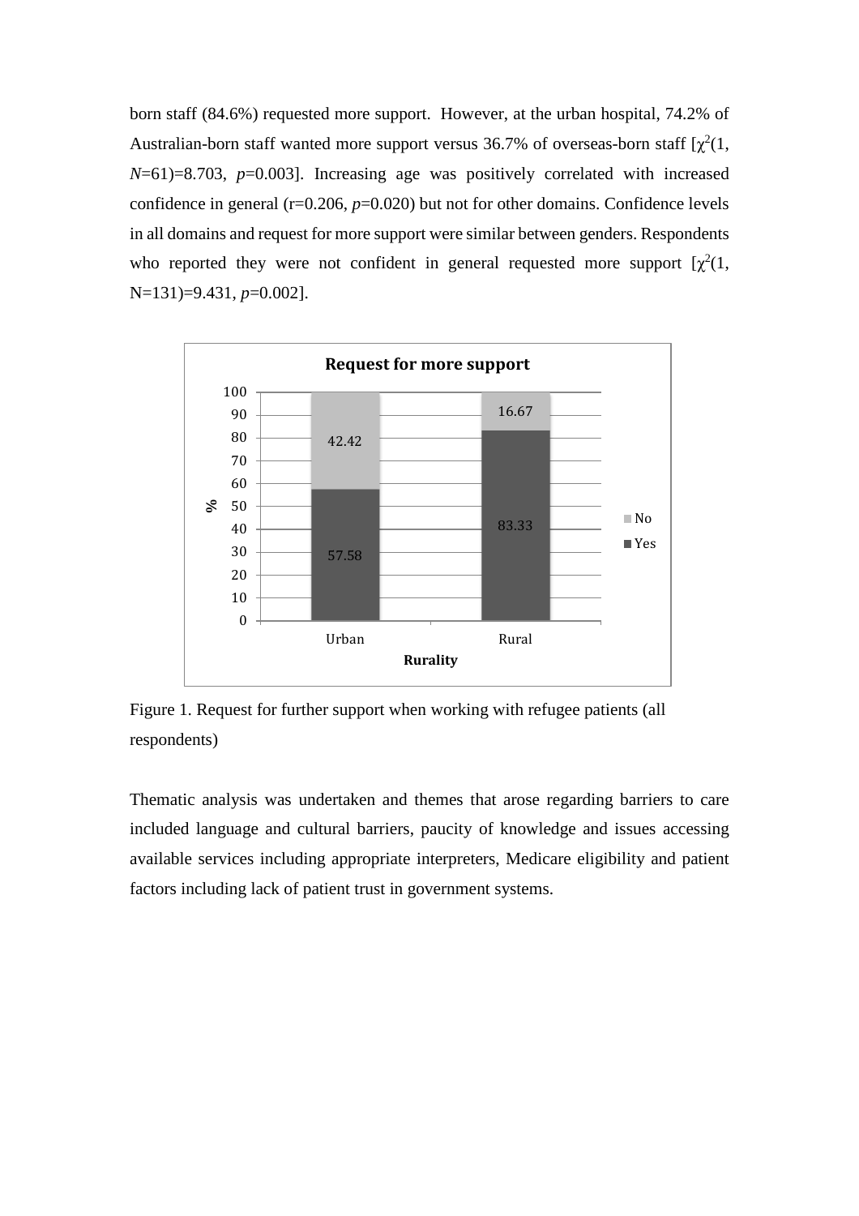born staff (84.6%) requested more support. However, at the urban hospital, 74.2% of Australian-born staff wanted more support versus 36.7% of overseas-born staff [$\chi^2$(1, *N*=61)=8.703, *p*=0.003]. Increasing age was positively correlated with increased confidence in general (r=0.206, *p*=0.020) but not for other domains. Confidence levels in all domains and request for more support were similar between genders. Respondents who reported they were not confident in general requested more support [$\chi^2$(1, N=131)=9.431, *p*=0.002].

Figure 1. Request for further support when working with refugee patients (all respondents)

Thematic analysis was undertaken and themes that arose regarding barriers to care included language and cultural barriers, paucity of knowledge and issues accessing available services including appropriate interpreters, Medicare eligibility and patient factors including lack of patient trust in government systems.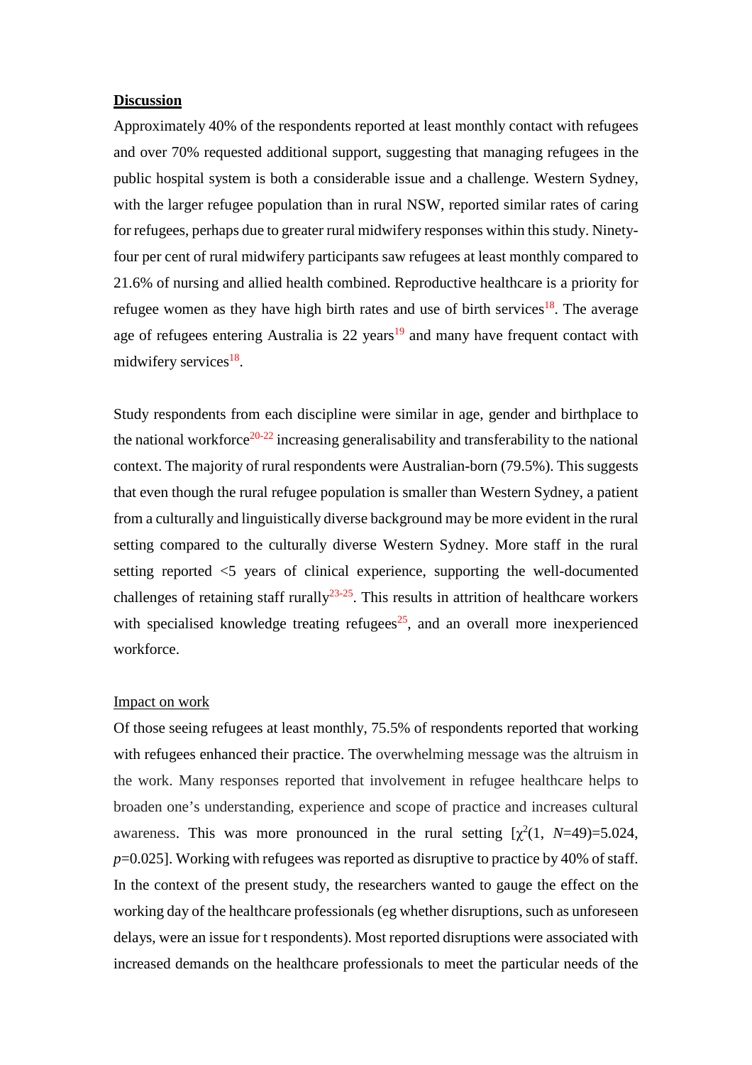**Discussion**

Approximately 40% of the respondents reported at least monthly contact with refugees and over 70% requested additional support, suggesting that managing refugees in the public hospital system is both a considerable issue and a challenge. Western Sydney, with the larger refugee population than in rural NSW, reported similar rates of caring for refugees, perhaps due to greater rural midwifery responses within this study. Ninety-four per cent of rural midwifery participants saw refugees at least monthly compared to 21.6% of nursing and allied health combined. Reproductive healthcare is a priority for refugee women as they have high birth rates and use of birth services[18]. The average age of refugees entering Australia is 22 years[19] and many have frequent contact with midwifery services[18].

Study respondents from each discipline were similar in age, gender and birthplace to the national workforce[20-22] increasing generalisability and transferability to the national context. The majority of rural respondents were Australian-born (79.5%). This suggests that even though the rural refugee population is smaller than Western Sydney, a patient from a culturally and linguistically diverse background may be more evident in the rural setting compared to the culturally diverse Western Sydney. More staff in the rural setting reported <5 years of clinical experience, supporting the well-documented challenges of retaining staff rurally[23-25]. This results in attrition of healthcare workers with specialised knowledge treating refugees[25], and an overall more inexperienced workforce.

Impact on work

Of those seeing refugees at least monthly, 75.5% of respondents reported that working with refugees enhanced their practice. The overwhelming message was the altruism in the work. Many responses reported that involvement in refugee healthcare helps to broaden one's understanding, experience and scope of practice and increases cultural awareness. This was more pronounced in the rural setting [$\chi^2(1, N=49)=5.024$, $p=0.025$]. Working with refugees was reported as disruptive to practice by 40% of staff. In the context of the present study, the researchers wanted to gauge the effect on the working day of the healthcare professionals (eg whether disruptions, such as unforeseen delays, were an issue for t respondents). Most reported disruptions were associated with increased demands on the healthcare professionals to meet the particular needs of the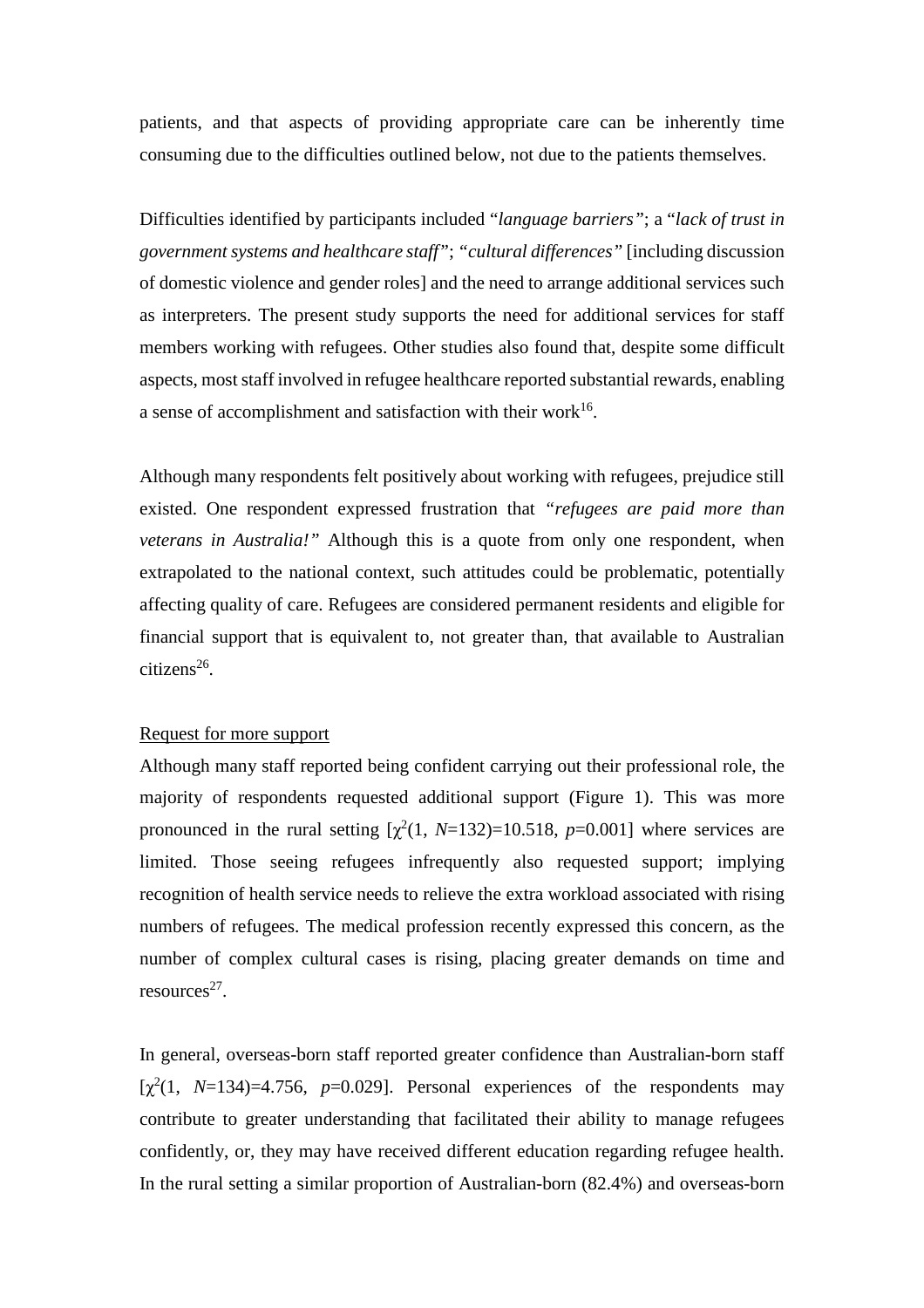patients, and that aspects of providing appropriate care can be inherently time consuming due to the difficulties outlined below, not due to the patients themselves.

Difficulties identified by participants included "*language barriers*"; a "*lack of trust in government systems and healthcare staff*"; "*cultural differences*" [including discussion of domestic violence and gender roles] and the need to arrange additional services such as interpreters. The present study supports the need for additional services for staff members working with refugees. Other studies also found that, despite some difficult aspects, most staff involved in refugee healthcare reported substantial rewards, enabling a sense of accomplishment and satisfaction with their work[16].

Although many respondents felt positively about working with refugees, prejudice still existed. One respondent expressed frustration that "*refugees are paid more than veterans in Australia!*" Although this is a quote from only one respondent, when extrapolated to the national context, such attitudes could be problematic, potentially affecting quality of care. Refugees are considered permanent residents and eligible for financial support that is equivalent to, not greater than, that available to Australian citizens[26].

Request for more support

Although many staff reported being confident carrying out their professional role, the majority of respondents requested additional support (Figure 1). This was more pronounced in the rural setting [$\chi^2(1, N=132)=10.518$, $p=0.001$] where services are limited. Those seeing refugees infrequently also requested support; implying recognition of health service needs to relieve the extra workload associated with rising numbers of refugees. The medical profession recently expressed this concern, as the number of complex cultural cases is rising, placing greater demands on time and resources[27].

In general, overseas-born staff reported greater confidence than Australian-born staff [$\chi^2(1, N=134)=4.756$, $p=0.029$]. Personal experiences of the respondents may contribute to greater understanding that facilitated their ability to manage refugees confidently, or, they may have received different education regarding refugee health. In the rural setting a similar proportion of Australian-born (82.4%) and overseas-born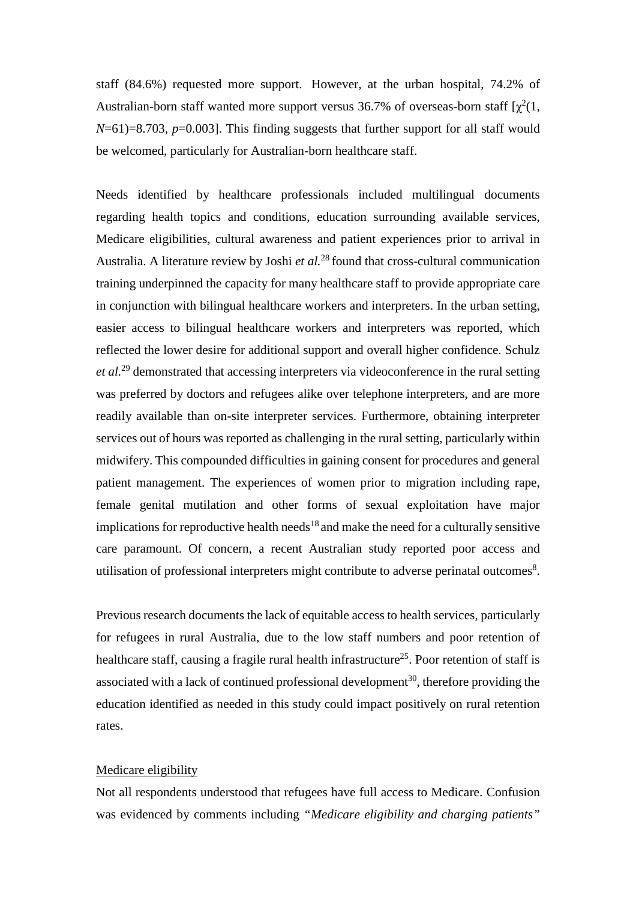staff (84.6%) requested more support. However, at the urban hospital, 74.2% of Australian-born staff wanted more support versus 36.7% of overseas-born staff [$\chi^2(1, N=61)=8.703$, $p=0.003$]. This finding suggests that further support for all staff would be welcomed, particularly for Australian-born healthcare staff.

Needs identified by healthcare professionals included multilingual documents regarding health topics and conditions, education surrounding available services, Medicare eligibilities, cultural awareness and patient experiences prior to arrival in Australia. A literature review by Joshi *et al.*[28] found that cross-cultural communication training underpinned the capacity for many healthcare staff to provide appropriate care in conjunction with bilingual healthcare workers and interpreters. In the urban setting, easier access to bilingual healthcare workers and interpreters was reported, which reflected the lower desire for additional support and overall higher confidence. Schulz *et al.*[29] demonstrated that accessing interpreters via videoconference in the rural setting was preferred by doctors and refugees alike over telephone interpreters, and are more readily available than on-site interpreter services. Furthermore, obtaining interpreter services out of hours was reported as challenging in the rural setting, particularly within midwifery. This compounded difficulties in gaining consent for procedures and general patient management. The experiences of women prior to migration including rape, female genital mutilation and other forms of sexual exploitation have major implications for reproductive health needs[18] and make the need for a culturally sensitive care paramount. Of concern, a recent Australian study reported poor access and utilisation of professional interpreters might contribute to adverse perinatal outcomes[8].

Previous research documents the lack of equitable access to health services, particularly for refugees in rural Australia, due to the low staff numbers and poor retention of healthcare staff, causing a fragile rural health infrastructure[25]. Poor retention of staff is associated with a lack of continued professional development[30], therefore providing the education identified as needed in this study could impact positively on rural retention rates.

Medicare eligibility

Not all respondents understood that refugees have full access to Medicare. Confusion was evidenced by comments including *"Medicare eligibility and charging patients"*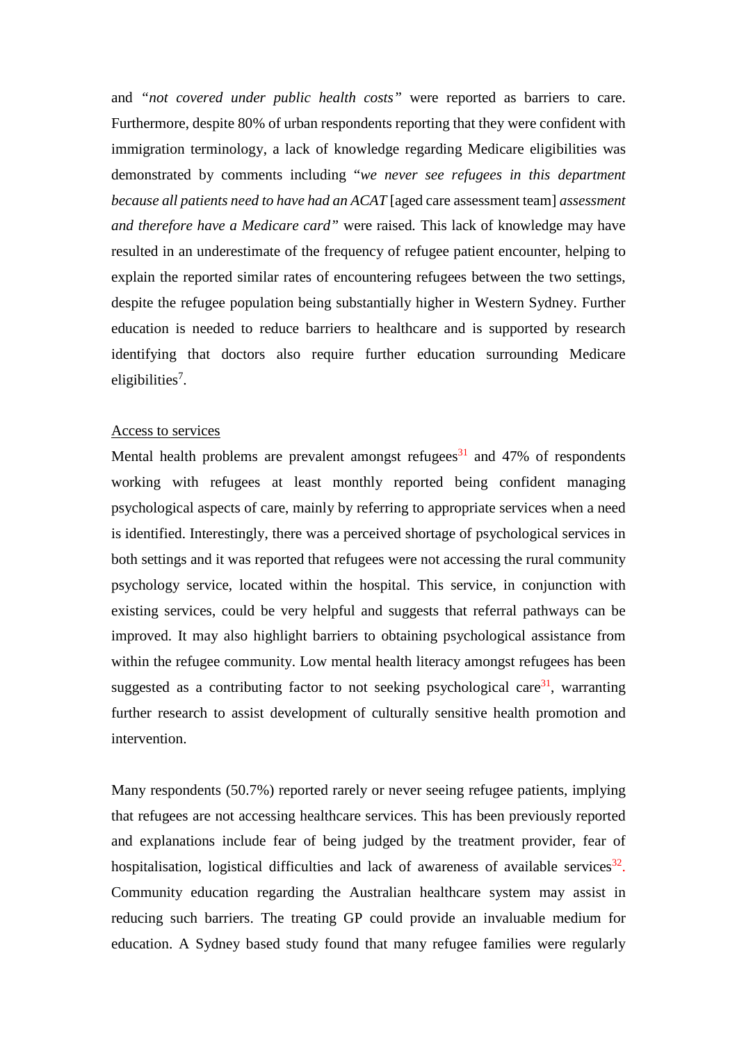and *"not covered under public health costs"* were reported as barriers to care. Furthermore, despite 80% of urban respondents reporting that they were confident with immigration terminology, a lack of knowledge regarding Medicare eligibilities was demonstrated by comments including "*we never see refugees in this department because all patients need to have had an ACAT* [aged care assessment team] *assessment and therefore have a Medicare card"* were raised. This lack of knowledge may have resulted in an underestimate of the frequency of refugee patient encounter, helping to explain the reported similar rates of encountering refugees between the two settings, despite the refugee population being substantially higher in Western Sydney. Further education is needed to reduce barriers to healthcare and is supported by research identifying that doctors also require further education surrounding Medicare eligibilities[7].

Access to services

Mental health problems are prevalent amongst refugees[31] and 47% of respondents working with refugees at least monthly reported being confident managing psychological aspects of care, mainly by referring to appropriate services when a need is identified. Interestingly, there was a perceived shortage of psychological services in both settings and it was reported that refugees were not accessing the rural community psychology service, located within the hospital. This service, in conjunction with existing services, could be very helpful and suggests that referral pathways can be improved. It may also highlight barriers to obtaining psychological assistance from within the refugee community. Low mental health literacy amongst refugees has been suggested as a contributing factor to not seeking psychological care[31], warranting further research to assist development of culturally sensitive health promotion and intervention.

Many respondents (50.7%) reported rarely or never seeing refugee patients, implying that refugees are not accessing healthcare services. This has been previously reported and explanations include fear of being judged by the treatment provider, fear of hospitalisation, logistical difficulties and lack of awareness of available services[32]. Community education regarding the Australian healthcare system may assist in reducing such barriers. The treating GP could provide an invaluable medium for education. A Sydney based study found that many refugee families were regularly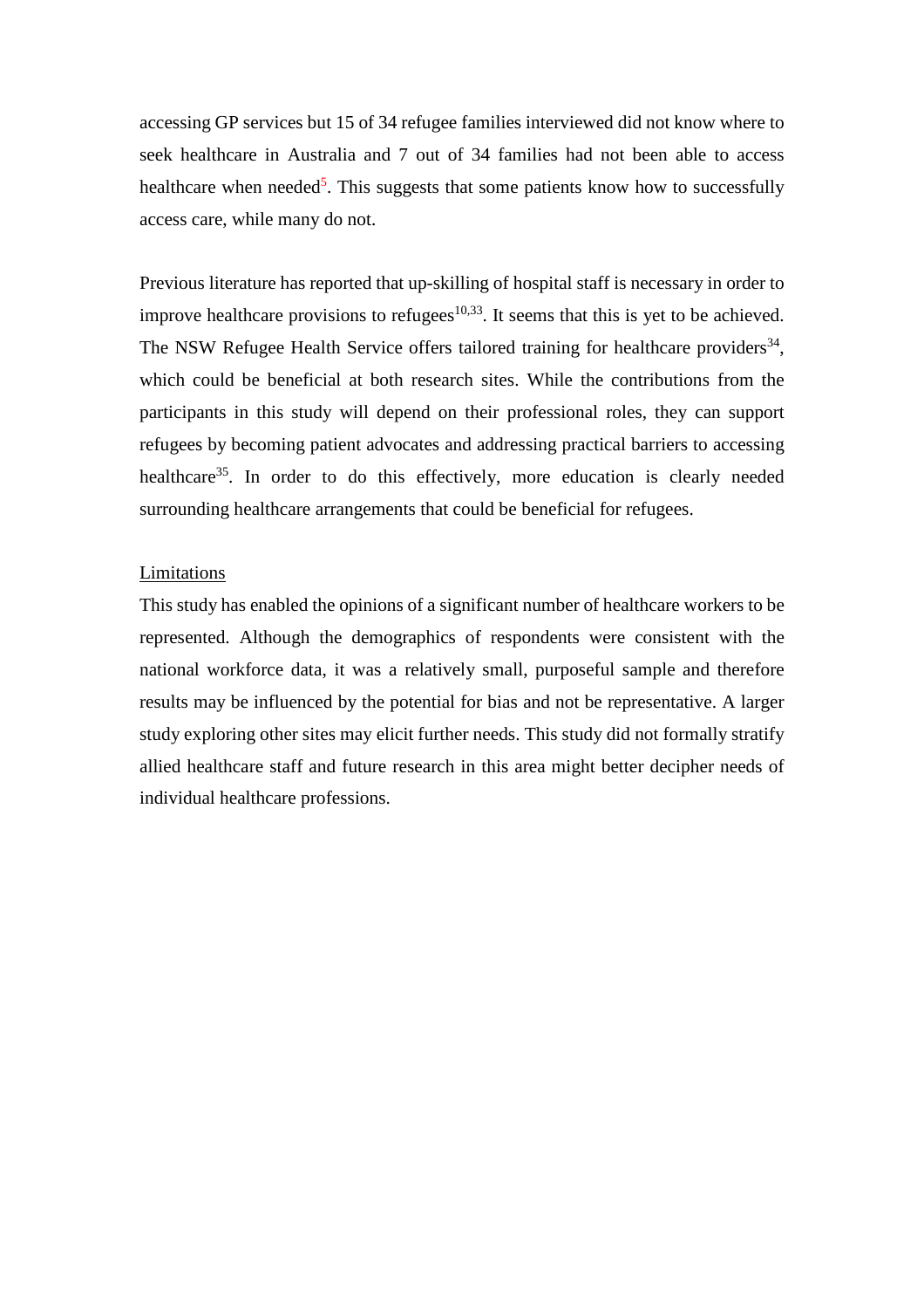accessing GP services but 15 of 34 refugee families interviewed did not know where to seek healthcare in Australia and 7 out of 34 families had not been able to access healthcare when needed[5]. This suggests that some patients know how to successfully access care, while many do not.

Previous literature has reported that up-skilling of hospital staff is necessary in order to improve healthcare provisions to refugees[10,33]. It seems that this is yet to be achieved. The NSW Refugee Health Service offers tailored training for healthcare providers[34], which could be beneficial at both research sites. While the contributions from the participants in this study will depend on their professional roles, they can support refugees by becoming patient advocates and addressing practical barriers to accessing healthcare[35]. In order to do this effectively, more education is clearly needed surrounding healthcare arrangements that could be beneficial for refugees.

Limitations

This study has enabled the opinions of a significant number of healthcare workers to be represented. Although the demographics of respondents were consistent with the national workforce data, it was a relatively small, purposeful sample and therefore results may be influenced by the potential for bias and not be representative. A larger study exploring other sites may elicit further needs. This study did not formally stratify allied healthcare staff and future research in this area might better decipher needs of individual healthcare professions.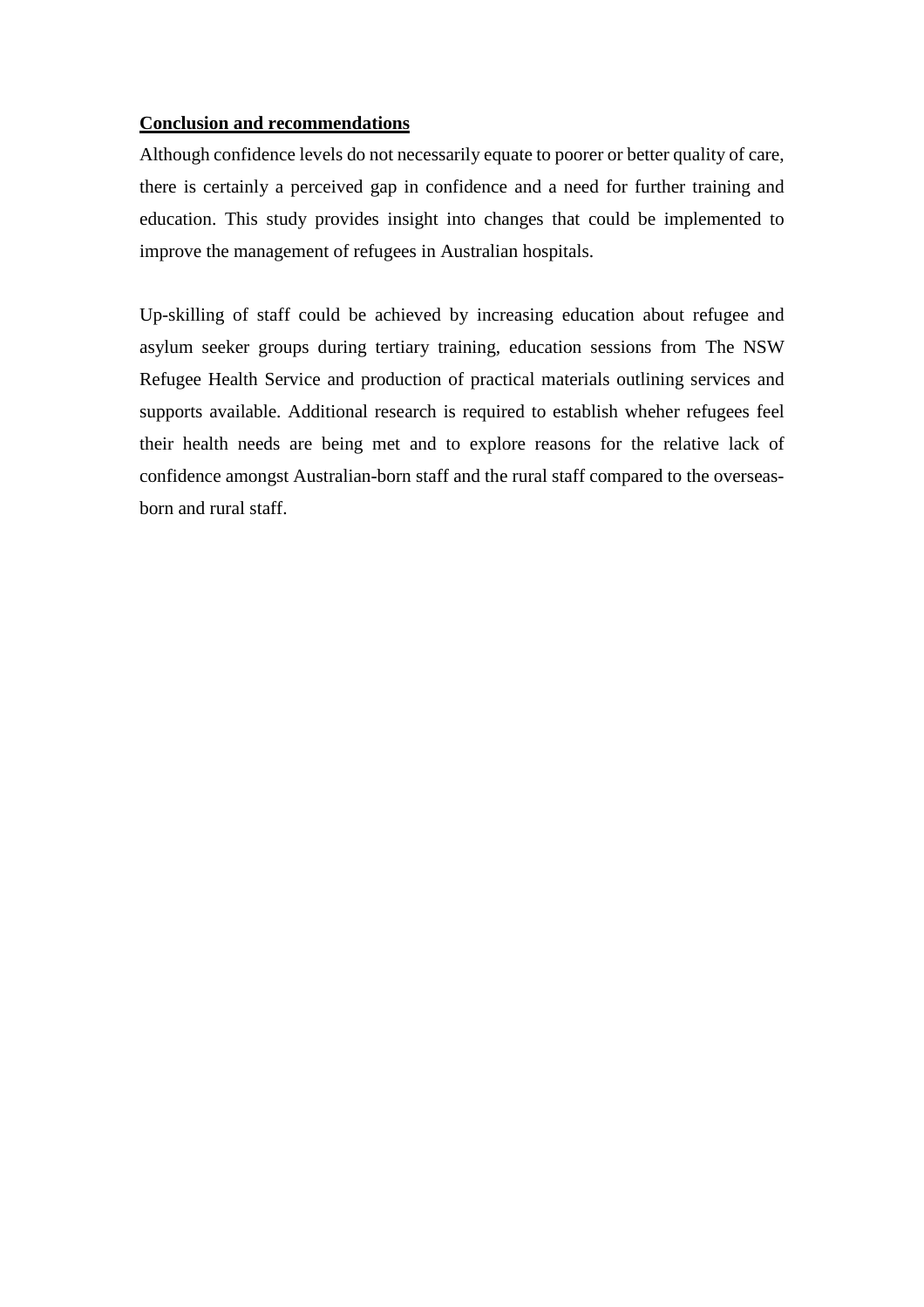**Conclusion and recommendations**

Although confidence levels do not necessarily equate to poorer or better quality of care, there is certainly a perceived gap in confidence and a need for further training and education. This study provides insight into changes that could be implemented to improve the management of refugees in Australian hospitals.

Up-skilling of staff could be achieved by increasing education about refugee and asylum seeker groups during tertiary training, education sessions from The NSW Refugee Health Service and production of practical materials outlining services and supports available. Additional research is required to establish wheher refugees feel their health needs are being met and to explore reasons for the relative lack of confidence amongst Australian-born staff and the rural staff compared to the overseas-born and rural staff.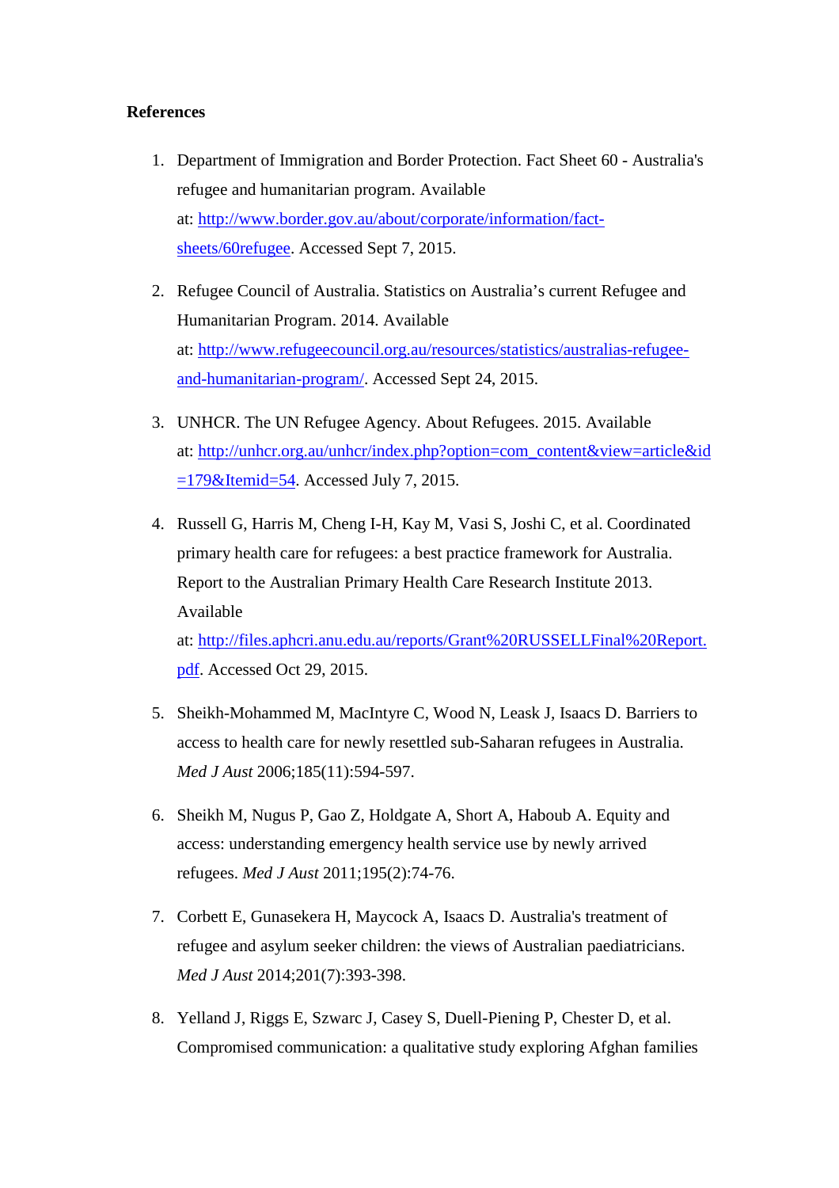**References**

1. Department of Immigration and Border Protection. Fact Sheet 60 - Australia's refugee and humanitarian program. Available at: http://www.border.gov.au/about/corporate/information/fact-sheets/60refugee. Accessed Sept 7, 2015.

2. Refugee Council of Australia. Statistics on Australia's current Refugee and Humanitarian Program. 2014. Available at: http://www.refugeecouncil.org.au/resources/statistics/australias-refugee-and-humanitarian-program/. Accessed Sept 24, 2015.

3. UNHCR. The UN Refugee Agency. About Refugees. 2015. Available at: http://unhcr.org.au/unhcr/index.php?option=com_content&view=article&id=179&Itemid=54. Accessed July 7, 2015.

4. Russell G, Harris M, Cheng I-H, Kay M, Vasi S, Joshi C, et al. Coordinated primary health care for refugees: a best practice framework for Australia. Report to the Australian Primary Health Care Research Institute 2013. Available at: http://files.aphcri.anu.edu.au/reports/Grant%20RUSSELLFinal%20Report.pdf. Accessed Oct 29, 2015.

5. Sheikh-Mohammed M, MacIntyre C, Wood N, Leask J, Isaacs D. Barriers to access to health care for newly resettled sub-Saharan refugees in Australia. *Med J Aust* 2006;185(11):594-597.

6. Sheikh M, Nugus P, Gao Z, Holdgate A, Short A, Haboub A. Equity and access: understanding emergency health service use by newly arrived refugees. *Med J Aust* 2011;195(2):74-76.

7. Corbett E, Gunasekera H, Maycock A, Isaacs D. Australia's treatment of refugee and asylum seeker children: the views of Australian paediatricians. *Med J Aust* 2014;201(7):393-398.

8. Yelland J, Riggs E, Szwarc J, Casey S, Duell-Piening P, Chester D, et al. Compromised communication: a qualitative study exploring Afghan families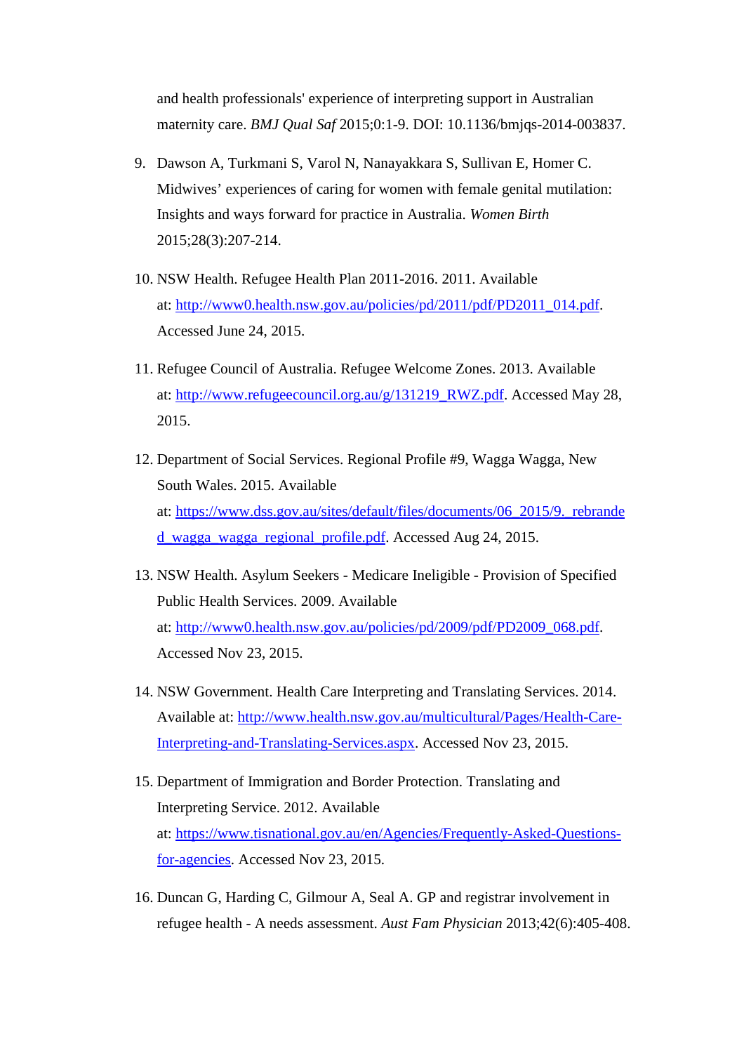and health professionals' experience of interpreting support in Australian maternity care. *BMJ Qual Saf* 2015;0:1-9. DOI: 10.1136/bmjqs-2014-003837.

9. Dawson A, Turkmani S, Varol N, Nanayakkara S, Sullivan E, Homer C. Midwives' experiences of caring for women with female genital mutilation: Insights and ways forward for practice in Australia. *Women Birth* 2015;28(3):207-214.

10. NSW Health. Refugee Health Plan 2011-2016. 2011. Available at: [http://www0.health.nsw.gov.au/policies/pd/2011/pdf/PD2011_014.pdf](http://www0.health.nsw.gov.au/policies/pd/2011/pdf/PD2011_014.pdf). Accessed June 24, 2015.

11. Refugee Council of Australia. Refugee Welcome Zones. 2013. Available at: [http://www.refugeecouncil.org.au/g/131219_RWZ.pdf](http://www.refugeecouncil.org.au/g/131219_RWZ.pdf). Accessed May 28, 2015.

12. Department of Social Services. Regional Profile #9, Wagga Wagga, New South Wales. 2015. Available at: [https://www.dss.gov.au/sites/default/files/documents/06_2015/9._rebranded_wagga_wagga_regional_profile.pdf](https://www.dss.gov.au/sites/default/files/documents/06_2015/9._rebranded_wagga_wagga_regional_profile.pdf). Accessed Aug 24, 2015.

13. NSW Health. Asylum Seekers - Medicare Ineligible - Provision of Specified Public Health Services. 2009. Available at: [http://www0.health.nsw.gov.au/policies/pd/2009/pdf/PD2009_068.pdf](http://www0.health.nsw.gov.au/policies/pd/2009/pdf/PD2009_068.pdf). Accessed Nov 23, 2015.

14. NSW Government. Health Care Interpreting and Translating Services. 2014. Available at: [http://www.health.nsw.gov.au/multicultural/Pages/Health-Care-Interpreting-and-Translating-Services.aspx](http://www.health.nsw.gov.au/multicultural/Pages/Health-Care-Interpreting-and-Translating-Services.aspx). Accessed Nov 23, 2015.

15. Department of Immigration and Border Protection. Translating and Interpreting Service. 2012. Available at: [https://www.tisnational.gov.au/en/Agencies/Frequently-Asked-Questions-for-agencies](https://www.tisnational.gov.au/en/Agencies/Frequently-Asked-Questions-for-agencies). Accessed Nov 23, 2015.

16. Duncan G, Harding C, Gilmour A, Seal A. GP and registrar involvement in refugee health - A needs assessment. *Aust Fam Physician* 2013;42(6):405-408.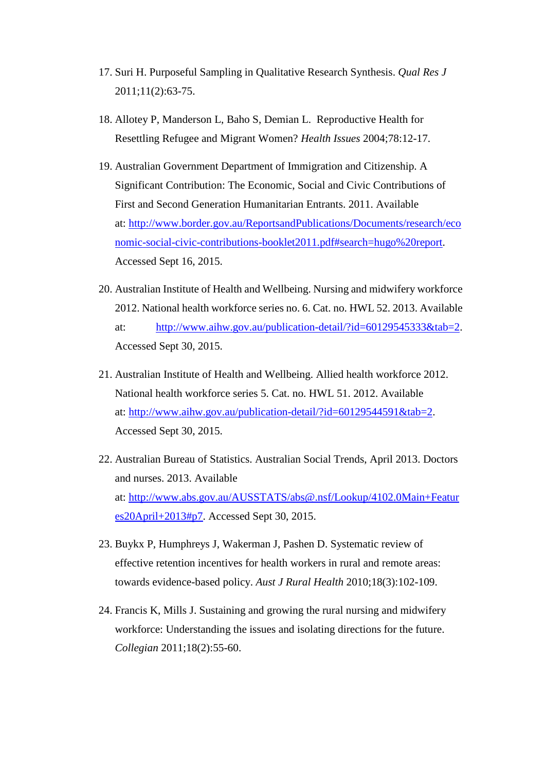17. Suri H. Purposeful Sampling in Qualitative Research Synthesis. *Qual Res J* 2011;11(2):63-75.

18. Allotey P, Manderson L, Baho S, Demian L. Reproductive Health for Resettling Refugee and Migrant Women? *Health Issues* 2004;78:12-17.

19. Australian Government Department of Immigration and Citizenship. A Significant Contribution: The Economic, Social and Civic Contributions of First and Second Generation Humanitarian Entrants. 2011. Available at: http://www.border.gov.au/ReportsandPublications/Documents/research/economic-social-civic-contributions-booklet2011.pdf#search=hugo%20report. Accessed Sept 16, 2015.

20. Australian Institute of Health and Wellbeing. Nursing and midwifery workforce 2012. National health workforce series no. 6. Cat. no. HWL 52. 2013. Available at: http://www.aihw.gov.au/publication-detail/?id=60129545333&tab=2. Accessed Sept 30, 2015.

21. Australian Institute of Health and Wellbeing. Allied health workforce 2012. National health workforce series 5. Cat. no. HWL 51. 2012. Available at: http://www.aihw.gov.au/publication-detail/?id=60129544591&tab=2. Accessed Sept 30, 2015.

22. Australian Bureau of Statistics. Australian Social Trends, April 2013. Doctors and nurses. 2013. Available at: http://www.abs.gov.au/AUSSTATS/abs@.nsf/Lookup/4102.0Main+Features20April+2013#p7. Accessed Sept 30, 2015.

23. Buykx P, Humphreys J, Wakerman J, Pashen D. Systematic review of effective retention incentives for health workers in rural and remote areas: towards evidence-based policy. *Aust J Rural Health* 2010;18(3):102-109.

24. Francis K, Mills J. Sustaining and growing the rural nursing and midwifery workforce: Understanding the issues and isolating directions for the future. *Collegian* 2011;18(2):55-60.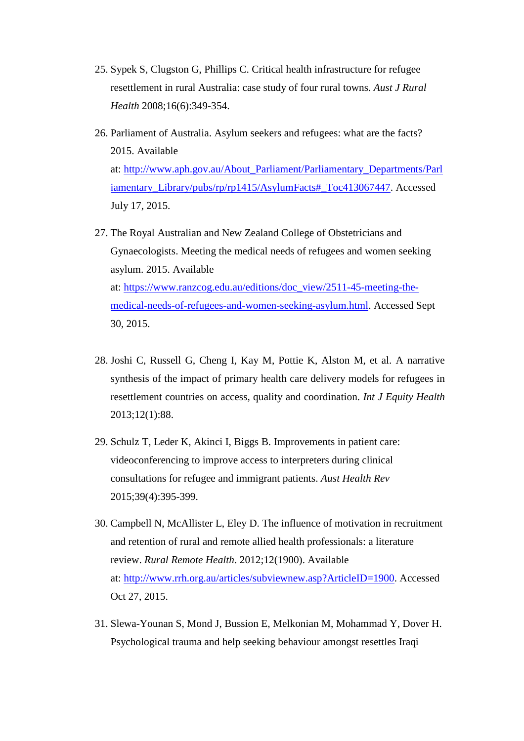25. Sypek S, Clugston G, Phillips C. Critical health infrastructure for refugee resettlement in rural Australia: case study of four rural towns. *Aust J Rural Health* 2008;16(6):349-354.

26. Parliament of Australia. Asylum seekers and refugees: what are the facts? 2015. Available at: http://www.aph.gov.au/About_Parliament/Parliamentary_Departments/Parliamentary_Library/pubs/rp/rp1415/AsylumFacts#_Toc413067447. Accessed July 17, 2015.

27. The Royal Australian and New Zealand College of Obstetricians and Gynaecologists. Meeting the medical needs of refugees and women seeking asylum. 2015. Available at: https://www.ranzcog.edu.au/editions/doc_view/2511-45-meeting-the-medical-needs-of-refugees-and-women-seeking-asylum.html. Accessed Sept 30, 2015.

28. Joshi C, Russell G, Cheng I, Kay M, Pottie K, Alston M, et al. A narrative synthesis of the impact of primary health care delivery models for refugees in resettlement countries on access, quality and coordination. *Int J Equity Health* 2013;12(1):88.

29. Schulz T, Leder K, Akinci I, Biggs B. Improvements in patient care: videoconferencing to improve access to interpreters during clinical consultations for refugee and immigrant patients. *Aust Health Rev* 2015;39(4):395-399.

30. Campbell N, McAllister L, Eley D. The influence of motivation in recruitment and retention of rural and remote allied health professionals: a literature review. *Rural Remote Health*. 2012;12(1900). Available at: http://www.rrh.org.au/articles/subviewnew.asp?ArticleID=1900. Accessed Oct 27, 2015.

31. Slewa-Younan S, Mond J, Bussion E, Melkonian M, Mohammad Y, Dover H. Psychological trauma and help seeking behaviour amongst resettles Iraqi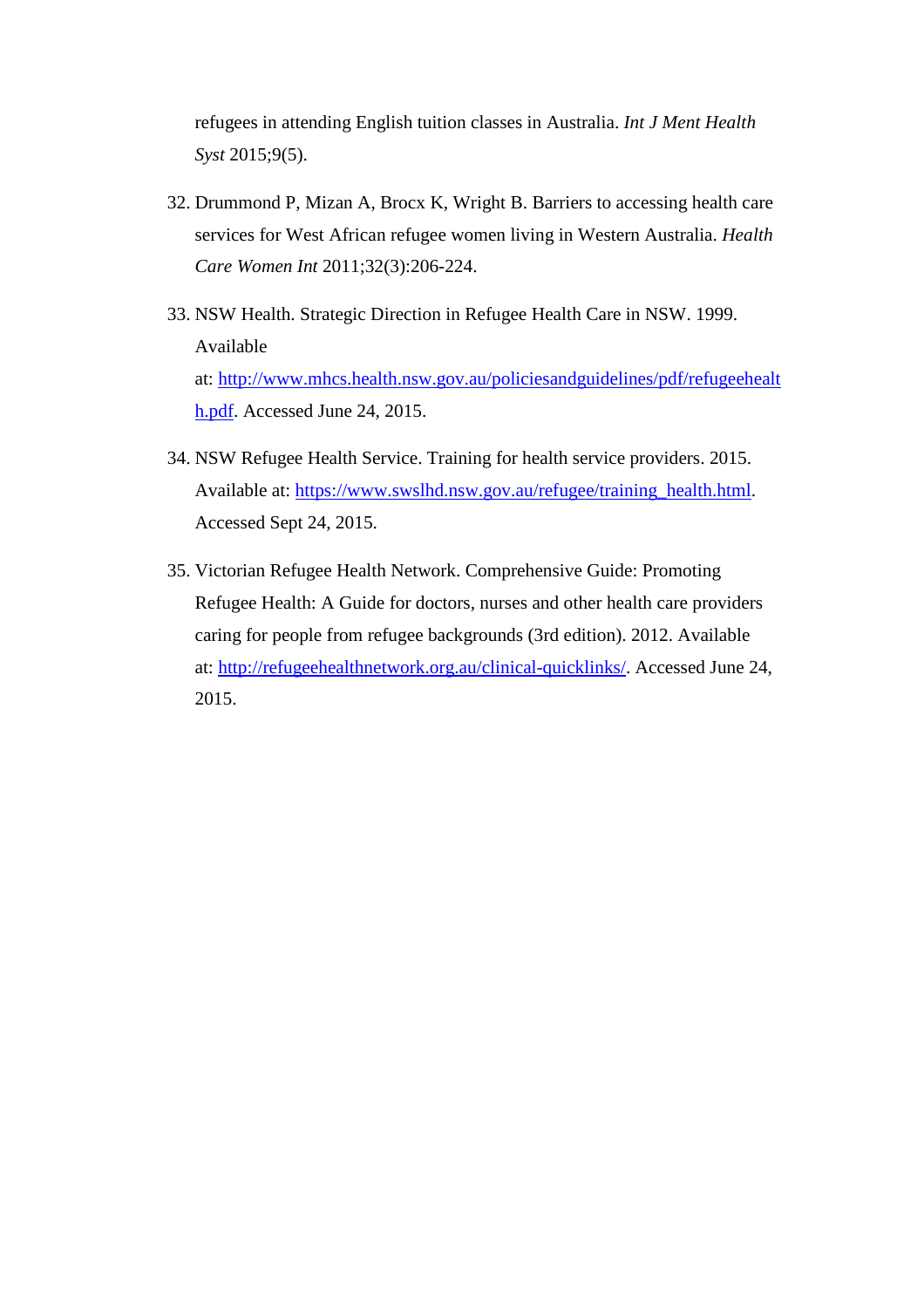refugees in attending English tuition classes in Australia. *Int J Ment Health Syst* 2015;9(5).

32. Drummond P, Mizan A, Brocx K, Wright B. Barriers to accessing health care services for West African refugee women living in Western Australia. *Health Care Women Int* 2011;32(3):206-224.

33. NSW Health. Strategic Direction in Refugee Health Care in NSW. 1999. Available at: http://www.mhcs.health.nsw.gov.au/policiesandguidelines/pdf/refugeehealth.pdf. Accessed June 24, 2015.

34. NSW Refugee Health Service. Training for health service providers. 2015. Available at: https://www.swslhd.nsw.gov.au/refugee/training_health.html. Accessed Sept 24, 2015.

35. Victorian Refugee Health Network. Comprehensive Guide: Promoting Refugee Health: A Guide for doctors, nurses and other health care providers caring for people from refugee backgrounds (3rd edition). 2012. Available at: http://refugeehealthnetwork.org.au/clinical-quicklinks/. Accessed June 24, 2015.